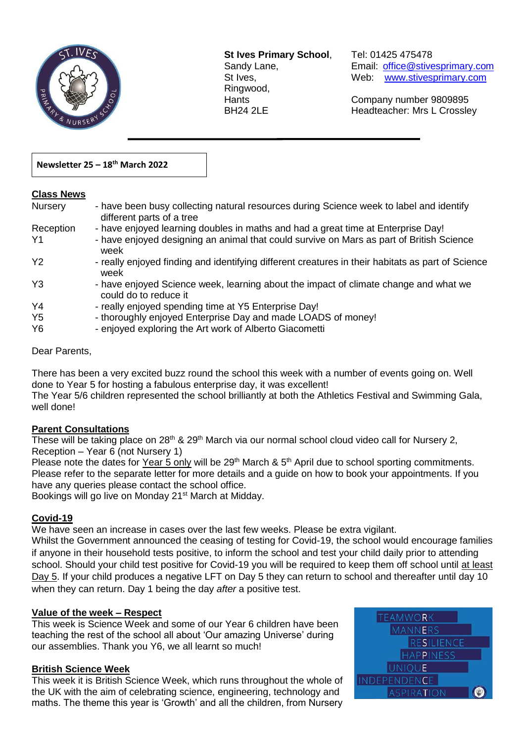**St Ives Primary School**,
Sandy Lane,
St Ives,
Ringwood,
Hants
BH24 2LE

Tel: 01425 475478
Email: office@stivesprimary.com
Web: www.stivesprimary.com

Company number 9809895
Headteacher: Mrs L Crossley

**Newsletter 25 – 18th March 2022**

## Class News

| | |
|---|---|
| Nursery | - have been busy collecting natural resources during Science week to label and identify different parts of a tree |
| Reception | - have enjoyed learning doubles in maths and had a great time at Enterprise Day! |
| Y1 | - have enjoyed designing an animal that could survive on Mars as part of British Science week |
| Y2 | - really enjoyed finding and identifying different creatures in their habitats as part of Science week |
| Y3 | - have enjoyed Science week, learning about the impact of climate change and what we could do to reduce it |
| Y4 | - really enjoyed spending time at Y5 Enterprise Day! |
| Y5 | - thoroughly enjoyed Enterprise Day and made LOADS of money! |
| Y6 | - enjoyed exploring the Art work of Alberto Giacometti |

Dear Parents,

There has been a very excited buzz round the school this week with a number of events going on. Well done to Year 5 for hosting a fabulous enterprise day, it was excellent!
The Year 5/6 children represented the school brilliantly at both the Athletics Festival and Swimming Gala, well done!

## Parent Consultations

These will be taking place on 28th & 29th March via our normal school cloud video call for Nursery 2, Reception – Year 6 (not Nursery 1)
Please note the dates for Year 5 only will be 29th March & 5th April due to school sporting commitments. Please refer to the separate letter for more details and a guide on how to book your appointments. If you have any queries please contact the school office.
Bookings will go live on Monday 21st March at Midday.

## Covid-19

We have seen an increase in cases over the last few weeks. Please be extra vigilant.
Whilst the Government announced the ceasing of testing for Covid-19, the school would encourage families if anyone in their household tests positive, to inform the school and test your child daily prior to attending school. Should your child test positive for Covid-19 you will be required to keep them off school until at least Day 5. If your child produces a negative LFT on Day 5 they can return to school and thereafter until day 10 when they can return. Day 1 being the day *after* a positive test.

## Value of the week – Respect

This week is Science Week and some of our Year 6 children have been teaching the rest of the school all about 'Our amazing Universe' during our assemblies. Thank you Y6, we all learnt so much!

TEAMWORK
MANNERS
RESILIENCE
HAPPINESS
UNIQUE
INDEPENDENCE
ASPIRATION

## British Science Week

This week it is British Science Week, which runs throughout the whole of the UK with the aim of celebrating science, engineering, technology and maths. The theme this year is 'Growth' and all the children, from Nursery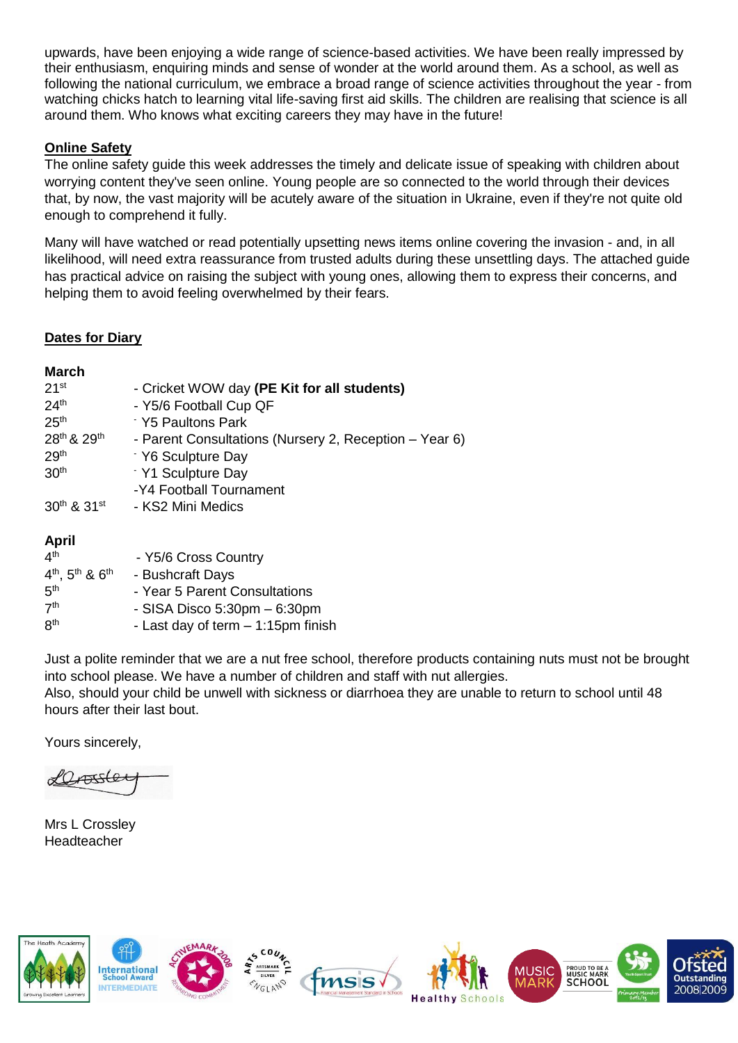upwards, have been enjoying a wide range of science-based activities. We have been really impressed by their enthusiasm, enquiring minds and sense of wonder at the world around them. As a school, as well as following the national curriculum, we embrace a broad range of science activities throughout the year - from watching chicks hatch to learning vital life-saving first aid skills. The children are realising that science is all around them. Who knows what exciting careers they may have in the future!

**Online Safety**

The online safety guide this week addresses the timely and delicate issue of speaking with children about worrying content they've seen online. Young people are so connected to the world through their devices that, by now, the vast majority will be acutely aware of the situation in Ukraine, even if they're not quite old enough to comprehend it fully.

Many will have watched or read potentially upsetting news items online covering the invasion - and, in all likelihood, will need extra reassurance from trusted adults during these unsettling days. The attached guide has practical advice on raising the subject with young ones, allowing them to express their concerns, and helping them to avoid feeling overwhelmed by their fears.

**Dates for Diary**

**March**

| | |
|---|---|
| 21st | - Cricket WOW day **(PE Kit for all students)** |
| 24th | - Y5/6 Football Cup QF |
| 25th | - Y5 Paultons Park |
| 28th & 29th | - Parent Consultations (Nursery 2, Reception – Year 6) |
| 29th | - Y6 Sculpture Day |
| 30th | - Y1 Sculpture Day |
| | -Y4 Football Tournament |
| 30th & 31st | - KS2 Mini Medics |

**April**

| | |
|---|---|
| 4th | - Y5/6 Cross Country |
| 4th, 5th & 6th | - Bushcraft Days |
| 5th | - Year 5 Parent Consultations |
| 7th | - SISA Disco 5:30pm – 6:30pm |
| 8th | - Last day of term – 1:15pm finish |

Just a polite reminder that we are a nut free school, therefore products containing nuts must not be brought into school please. We have a number of children and staff with nut allergies.
Also, should your child be unwell with sickness or diarrhoea they are unable to return to school until 48 hours after their last bout.

Yours sincerely,

Mrs L Crossley
Headteacher